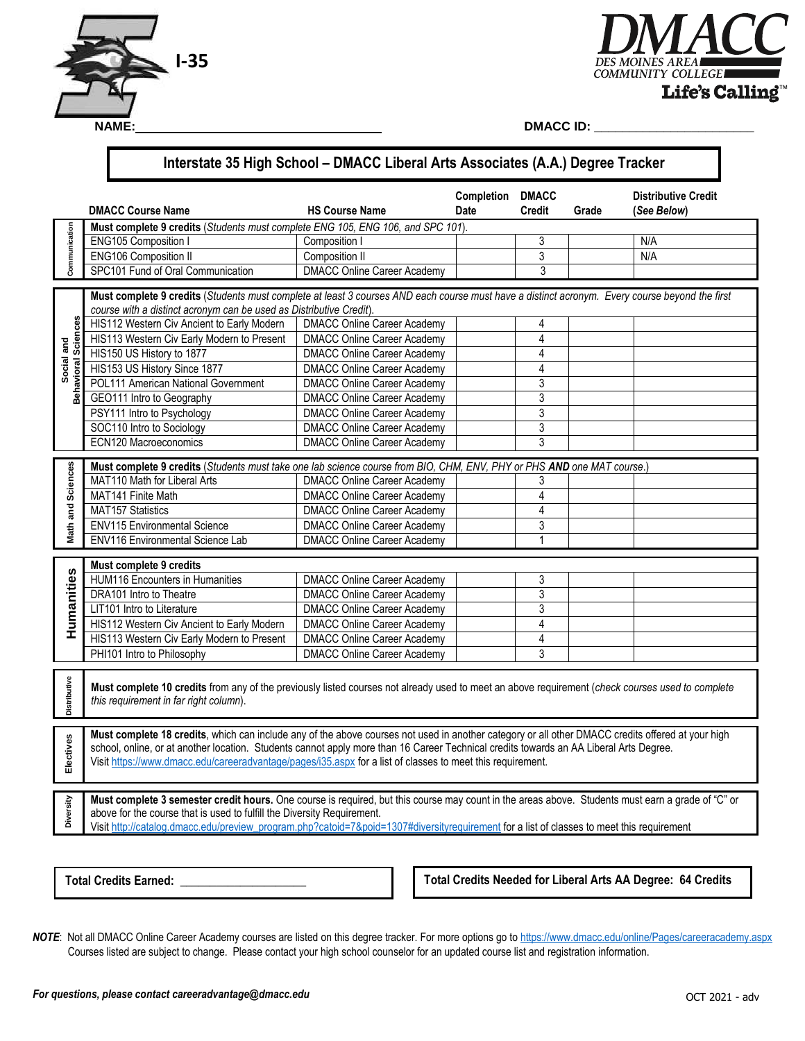I-35

**DMACC** DES MOINES AREA COMMUNITY COLLEGE **Life's Calling™**

**NAME:** ______________________________ **DMACC ID:** ______________________

# Interstate 35 High School – DMACC Liberal Arts Associates (A.A.) Degree Tracker

| | DMACC Course Name | HS Course Name | Completion Date | DMACC Credit | Grade | Distributive Credit (*See Below*) |
|---|---|---|---|---|---|---|
| Communication | **Must complete 9 credits** (*Students must complete ENG 105, ENG 106, and SPC 101*). | | | | | |
| | ENG105 Composition I | Composition I | | 3 | | N/A |
| | ENG106 Composition II | Composition II | | 3 | | N/A |
| | SPC101 Fund of Oral Communication | DMACC Online Career Academy | | 3 | | |
| Social and Behavioral Sciences | **Must complete 9 credits** (*Students must complete at least 3 courses AND each course must have a distinct acronym. Every course beyond the first course with a distinct acronym can be used as Distributive Credit*). | | | | | |
| | HIS112 Western Civ Ancient to Early Modern | DMACC Online Career Academy | | 4 | | |
| | HIS113 Western Civ Early Modern to Present | DMACC Online Career Academy | | 4 | | |
| | HIS150 US History to 1877 | DMACC Online Career Academy | | 4 | | |
| | HIS153 US History Since 1877 | DMACC Online Career Academy | | 4 | | |
| | POL111 American National Government | DMACC Online Career Academy | | 3 | | |
| | GEO111 Intro to Geography | DMACC Online Career Academy | | 3 | | |
| | PSY111 Intro to Psychology | DMACC Online Career Academy | | 3 | | |
| | SOC110 Intro to Sociology | DMACC Online Career Academy | | 3 | | |
| | ECN120 Macroeconomics | DMACC Online Career Academy | | 3 | | |
| Math and Sciences | **Must complete 9 credits** (*Students must take one lab science course from BIO, CHM, ENV, PHY or PHS* ***AND*** *one MAT course*.) | | | | | |
| | MAT110 Math for Liberal Arts | DMACC Online Career Academy | | 3 | | |
| | MAT141 Finite Math | DMACC Online Career Academy | | 4 | | |
| | MAT157 Statistics | DMACC Online Career Academy | | 4 | | |
| | ENV115 Environmental Science | DMACC Online Career Academy | | 3 | | |
| | ENV116 Environmental Science Lab | DMACC Online Career Academy | | 1 | | |
| Humanities | **Must complete 9 credits** | | | | | |
| | HUM116 Encounters in Humanities | DMACC Online Career Academy | | 3 | | |
| | DRA101 Intro to Theatre | DMACC Online Career Academy | | 3 | | |
| | LIT101 Intro to Literature | DMACC Online Career Academy | | 3 | | |
| | HIS112 Western Civ Ancient to Early Modern | DMACC Online Career Academy | | 4 | | |
| | HIS113 Western Civ Early Modern to Present | DMACC Online Career Academy | | 4 | | |
| | PHI101 Intro to Philosophy | DMACC Online Career Academy | | 3 | | |

**Distributive:** **Must complete 10 credits** from any of the previously listed courses not already used to meet an above requirement (*check courses used to complete this requirement in far right column*).

**Electives:** **Must complete 18 credits**, which can include any of the above courses not used in another category or all other DMACC credits offered at your high school, online, or at another location. Students cannot apply more than 16 Career Technical credits towards an AA Liberal Arts Degree. Visit https://www.dmacc.edu/careeradvantage/pages/i35.aspx for a list of classes to meet this requirement.

**Diversity:** **Must complete 3 semester credit hours.** One course is required, but this course may count in the areas above. Students must earn a grade of "C" or above for the course that is used to fulfill the Diversity Requirement.
Visit http://catalog.dmacc.edu/preview_program.php?catoid=7&poid=1307#diversityrequirement for a list of classes to meet this requirement

**Total Credits Earned:** ____________________

**Total Credits Needed for Liberal Arts AA Degree: 64 Credits**

***NOTE***: Not all DMACC Online Career Academy courses are listed on this degree tracker. For more options go to https://www.dmacc.edu/online/Pages/careeracademy.aspx Courses listed are subject to change. Please contact your high school counselor for an updated course list and registration information.

***For questions, please contact careeradvantage@dmacc.edu***

OCT 2021 - adv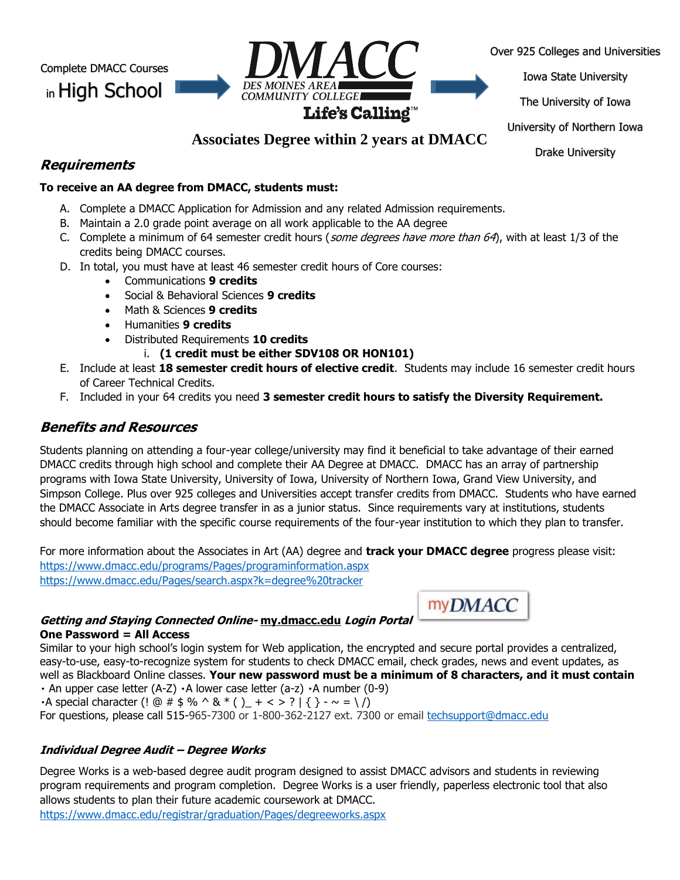Complete DMACC Courses in High School

DMACC
DES MOINES AREA COMMUNITY COLLEGE
Life's Calling™

Over 925 Colleges and Universities

Iowa State University

The University of Iowa

University of Northern Iowa

Drake University

**Associates Degree within 2 years at DMACC**

## *Requirements*

**To receive an AA degree from DMACC, students must:**

A. Complete a DMACC Application for Admission and any related Admission requirements.
B. Maintain a 2.0 grade point average on all work applicable to the AA degree
C. Complete a minimum of 64 semester credit hours (*some degrees have more than 64*), with at least 1/3 of the credits being DMACC courses.
D. In total, you must have at least 46 semester credit hours of Core courses:
   - Communications **9 credits**
   - Social & Behavioral Sciences **9 credits**
   - Math & Sciences **9 credits**
   - Humanities **9 credits**
   - Distributed Requirements **10 credits**
      i. **(1 credit must be either SDV108 OR HON101)**
E. Include at least **18 semester credit hours of elective credit**. Students may include 16 semester credit hours of Career Technical Credits.
F. Included in your 64 credits you need **3 semester credit hours to satisfy the Diversity Requirement.**

## *Benefits and Resources*

Students planning on attending a four-year college/university may find it beneficial to take advantage of their earned DMACC credits through high school and complete their AA Degree at DMACC. DMACC has an array of partnership programs with Iowa State University, University of Iowa, University of Northern Iowa, Grand View University, and Simpson College. Plus over 925 colleges and Universities accept transfer credits from DMACC. Students who have earned the DMACC Associate in Arts degree transfer in as a junior status. Since requirements vary at institutions, students should become familiar with the specific course requirements of the four-year institution to which they plan to transfer.

For more information about the Associates in Art (AA) degree and **track your DMACC degree** progress please visit:
https://www.dmacc.edu/programs/Pages/programinformation.aspx
https://www.dmacc.edu/Pages/search.aspx?k=degree%20tracker

myDMACC

***Getting and Staying Connected Online-*** **my.dmacc.edu** ***Login Portal***
**One Password = All Access**
Similar to your high school's login system for Web application, the encrypted and secure portal provides a centralized, easy-to-use, easy-to-recognize system for students to check DMACC email, check grades, news and event updates, as well as Blackboard Online classes. **Your new password must be a minimum of 8 characters, and it must contain**
▪ An upper case letter (A-Z) ▪A lower case letter (a-z) ▪A number (0-9)
▪A special character (! @ # $ % ^ & * ( )_ + < > ? | { } - ~ = \ /)
For questions, please call 515-965-7300 or 1-800-362-2127 ext. 7300 or email techsupport@dmacc.edu

***Individual Degree Audit – Degree Works***

Degree Works is a web-based degree audit program designed to assist DMACC advisors and students in reviewing program requirements and program completion. Degree Works is a user friendly, paperless electronic tool that also allows students to plan their future academic coursework at DMACC.
https://www.dmacc.edu/registrar/graduation/Pages/degreeworks.aspx